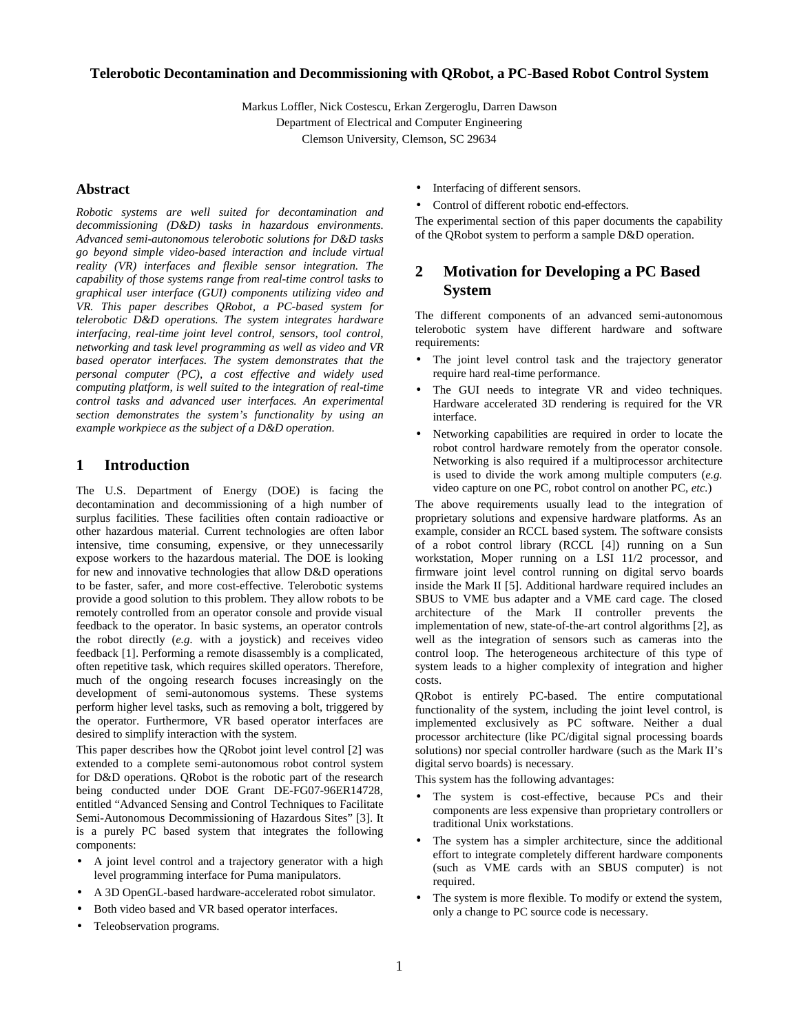# Telerobotic Decontamination and Decommissioning with QRobot, a PC-Based Robot Control System

Markus Loffler, Nick Costescu, Erkan Zergeroglu, Darren Dawson
Department of Electrical and Computer Engineering
Clemson University, Clemson, SC 29634

## Abstract

*Robotic systems are well suited for decontamination and decommissioning (D&D) tasks in hazardous environments. Advanced semi-autonomous telerobotic solutions for D&D tasks go beyond simple video-based interaction and include virtual reality (VR) interfaces and flexible sensor integration. The capability of those systems range from real-time control tasks to graphical user interface (GUI) components utilizing video and VR. This paper describes QRobot, a PC-based system for telerobotic D&D operations. The system integrates hardware interfacing, real-time joint level control, sensors, tool control, networking and task level programming as well as video and VR based operator interfaces. The system demonstrates that the personal computer (PC), a cost effective and widely used computing platform, is well suited to the integration of real-time control tasks and advanced user interfaces. An experimental section demonstrates the system's functionality by using an example workpiece as the subject of a D&D operation.*

## 1 Introduction

The U.S. Department of Energy (DOE) is facing the decontamination and decommissioning of a high number of surplus facilities. These facilities often contain radioactive or other hazardous material. Current technologies are often labor intensive, time consuming, expensive, or they unnecessarily expose workers to the hazardous material. The DOE is looking for new and innovative technologies that allow D&D operations to be faster, safer, and more cost-effective. Telerobotic systems provide a good solution to this problem. They allow robots to be remotely controlled from an operator console and provide visual feedback to the operator. In basic systems, an operator controls the robot directly (*e.g.* with a joystick) and receives video feedback [1]. Performing a remote disassembly is a complicated, often repetitive task, which requires skilled operators. Therefore, much of the ongoing research focuses increasingly on the development of semi-autonomous systems. These systems perform higher level tasks, such as removing a bolt, triggered by the operator. Furthermore, VR based operator interfaces are desired to simplify interaction with the system.

This paper describes how the QRobot joint level control [2] was extended to a complete semi-autonomous robot control system for D&D operations. QRobot is the robotic part of the research being conducted under DOE Grant DE-FG07-96ER14728, entitled "Advanced Sensing and Control Techniques to Facilitate Semi-Autonomous Decommissioning of Hazardous Sites" [3]. It is a purely PC based system that integrates the following components:

- A joint level control and a trajectory generator with a high level programming interface for Puma manipulators.
- A 3D OpenGL-based hardware-accelerated robot simulator.
- Both video based and VR based operator interfaces.
- Teleobservation programs.
- Interfacing of different sensors.
- Control of different robotic end-effectors.

The experimental section of this paper documents the capability of the QRobot system to perform a sample D&D operation.

## 2 Motivation for Developing a PC Based System

The different components of an advanced semi-autonomous telerobotic system have different hardware and software requirements:

- The joint level control task and the trajectory generator require hard real-time performance.
- The GUI needs to integrate VR and video techniques. Hardware accelerated 3D rendering is required for the VR interface.
- Networking capabilities are required in order to locate the robot control hardware remotely from the operator console. Networking is also required if a multiprocessor architecture is used to divide the work among multiple computers (*e.g.* video capture on one PC, robot control on another PC, *etc.*)

The above requirements usually lead to the integration of proprietary solutions and expensive hardware platforms. As an example, consider an RCCL based system. The software consists of a robot control library (RCCL [4]) running on a Sun workstation, Moper running on a LSI 11/2 processor, and firmware joint level control running on digital servo boards inside the Mark II [5]. Additional hardware required includes an SBUS to VME bus adapter and a VME card cage. The closed architecture of the Mark II controller prevents the implementation of new, state-of-the-art control algorithms [2], as well as the integration of sensors such as cameras into the control loop. The heterogeneous architecture of this type of system leads to a higher complexity of integration and higher costs.

QRobot is entirely PC-based. The entire computational functionality of the system, including the joint level control, is implemented exclusively as PC software. Neither a dual processor architecture (like PC/digital signal processing boards solutions) nor special controller hardware (such as the Mark II's digital servo boards) is necessary.

This system has the following advantages:

- The system is cost-effective, because PCs and their components are less expensive than proprietary controllers or traditional Unix workstations.
- The system has a simpler architecture, since the additional effort to integrate completely different hardware components (such as VME cards with an SBUS computer) is not required.
- The system is more flexible. To modify or extend the system, only a change to PC source code is necessary.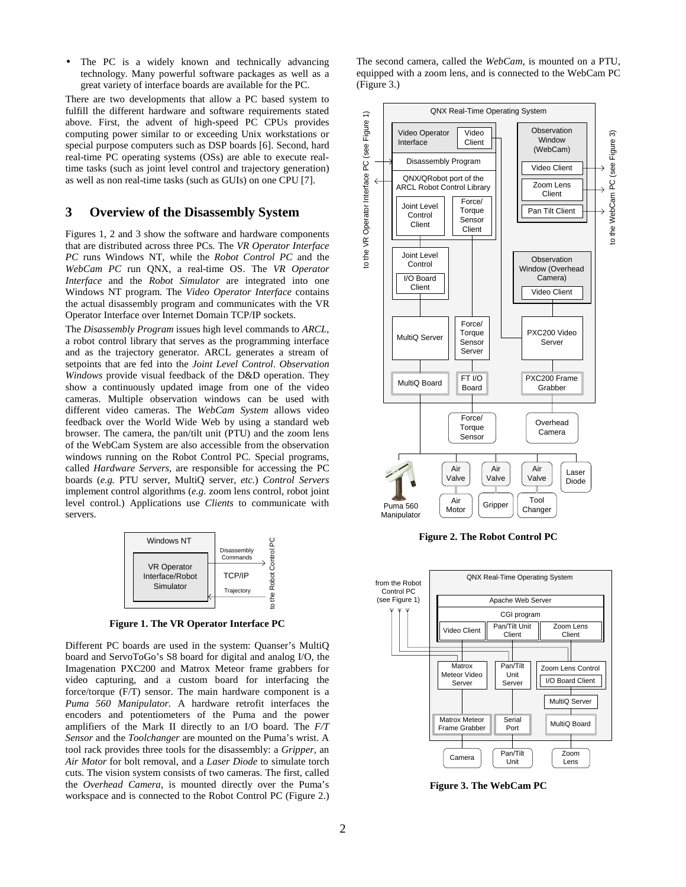- The PC is a widely known and technically advancing technology. Many powerful software packages as well as a great variety of interface boards are available for the PC.

There are two developments that allow a PC based system to fulfill the different hardware and software requirements stated above. First, the advent of high-speed PC CPUs provides computing power similar to or exceeding Unix workstations or special purpose computers such as DSP boards [6]. Second, hard real-time PC operating systems (OSs) are able to execute real-time tasks (such as joint level control and trajectory generation) as well as non real-time tasks (such as GUIs) on one CPU [7].

## 3 Overview of the Disassembly System

Figures 1, 2 and 3 show the software and hardware components that are distributed across three PCs. The *VR Operator Interface PC* runs Windows NT, while the *Robot Control PC* and the *WebCam PC* run QNX, a real-time OS. The *VR Operator Interface* and the *Robot Simulator* are integrated into one Windows NT program. The *Video Operator Interface* contains the actual disassembly program and communicates with the VR Operator Interface over Internet Domain TCP/IP sockets.

The *Disassembly Program* issues high level commands to *ARCL*, a robot control library that serves as the programming interface and as the trajectory generator. ARCL generates a stream of setpoints that are fed into the *Joint Level Control*. *Observation Windows* provide visual feedback of the D&D operation. They show a continuously updated image from one of the video cameras. Multiple observation windows can be used with different video cameras. The *WebCam System* allows video feedback over the World Wide Web by using a standard web browser. The camera, the pan/tilt unit (PTU) and the zoom lens of the WebCam System are also accessible from the observation windows running on the Robot Control PC. Special programs, called *Hardware Servers*, are responsible for accessing the PC boards (*e.g.* PTU server, MultiQ server, *etc.*) *Control Servers* implement control algorithms (*e.g*. zoom lens control, robot joint level control.) Applications use *Clients* to communicate with servers.

**Figure 1. The VR Operator Interface PC**

Different PC boards are used in the system: Quanser's MultiQ board and ServoToGo's S8 board for digital and analog I/O, the Imagenation PXC200 and Matrox Meteor frame grabbers for video capturing, and a custom board for interfacing the force/torque (F/T) sensor. The main hardware component is a *Puma 560 Manipulator*. A hardware retrofit interfaces the encoders and potentiometers of the Puma and the power amplifiers of the Mark II directly to an I/O board. The *F/T Sensor* and the *Toolchanger* are mounted on the Puma's wrist. A tool rack provides three tools for the disassembly: a *Gripper*, an *Air Motor* for bolt removal, and a *Laser Diode* to simulate torch cuts. The vision system consists of two cameras. The first, called the *Overhead Camera*, is mounted directly over the Puma's workspace and is connected to the Robot Control PC (Figure 2.)

The second camera, called the *WebCam*, is mounted on a PTU, equipped with a zoom lens, and is connected to the WebCam PC (Figure 3.)

**Figure 2. The Robot Control PC**

**Figure 3. The WebCam PC**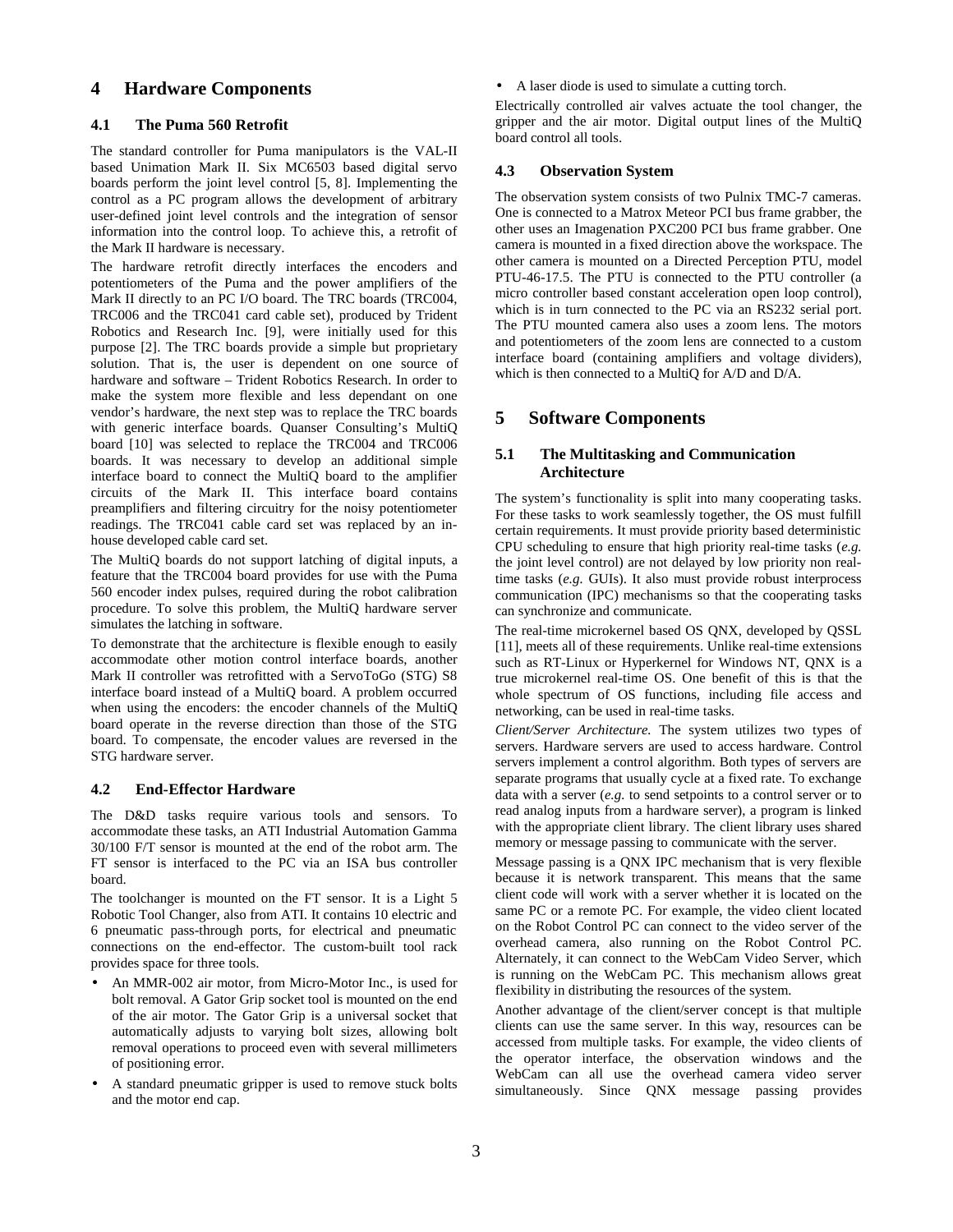# 4 Hardware Components

## 4.1 The Puma 560 Retrofit

The standard controller for Puma manipulators is the VAL-II based Unimation Mark II. Six MC6503 based digital servo boards perform the joint level control [5, 8]. Implementing the control as a PC program allows the development of arbitrary user-defined joint level controls and the integration of sensor information into the control loop. To achieve this, a retrofit of the Mark II hardware is necessary.

The hardware retrofit directly interfaces the encoders and potentiometers of the Puma and the power amplifiers of the Mark II directly to an PC I/O board. The TRC boards (TRC004, TRC006 and the TRC041 card cable set), produced by Trident Robotics and Research Inc. [9], were initially used for this purpose [2]. The TRC boards provide a simple but proprietary solution. That is, the user is dependent on one source of hardware and software – Trident Robotics Research. In order to make the system more flexible and less dependant on one vendor's hardware, the next step was to replace the TRC boards with generic interface boards. Quanser Consulting's MultiQ board [10] was selected to replace the TRC004 and TRC006 boards. It was necessary to develop an additional simple interface board to connect the MultiQ board to the amplifier circuits of the Mark II. This interface board contains preamplifiers and filtering circuitry for the noisy potentiometer readings. The TRC041 cable card set was replaced by an in-house developed cable card set.

The MultiQ boards do not support latching of digital inputs, a feature that the TRC004 board provides for use with the Puma 560 encoder index pulses, required during the robot calibration procedure. To solve this problem, the MultiQ hardware server simulates the latching in software.

To demonstrate that the architecture is flexible enough to easily accommodate other motion control interface boards, another Mark II controller was retrofitted with a ServoToGo (STG) S8 interface board instead of a MultiQ board. A problem occurred when using the encoders: the encoder channels of the MultiQ board operate in the reverse direction than those of the STG board. To compensate, the encoder values are reversed in the STG hardware server.

## 4.2 End-Effector Hardware

The D&D tasks require various tools and sensors. To accommodate these tasks, an ATI Industrial Automation Gamma 30/100 F/T sensor is mounted at the end of the robot arm. The FT sensor is interfaced to the PC via an ISA bus controller board.

The toolchanger is mounted on the FT sensor. It is a Light 5 Robotic Tool Changer, also from ATI. It contains 10 electric and 6 pneumatic pass-through ports, for electrical and pneumatic connections on the end-effector. The custom-built tool rack provides space for three tools.

- An MMR-002 air motor, from Micro-Motor Inc., is used for bolt removal. A Gator Grip socket tool is mounted on the end of the air motor. The Gator Grip is a universal socket that automatically adjusts to varying bolt sizes, allowing bolt removal operations to proceed even with several millimeters of positioning error.
- A standard pneumatic gripper is used to remove stuck bolts and the motor end cap.
- A laser diode is used to simulate a cutting torch.

Electrically controlled air valves actuate the tool changer, the gripper and the air motor. Digital output lines of the MultiQ board control all tools.

## 4.3 Observation System

The observation system consists of two Pulnix TMC-7 cameras. One is connected to a Matrox Meteor PCI bus frame grabber, the other uses an Imagenation PXC200 PCI bus frame grabber. One camera is mounted in a fixed direction above the workspace. The other camera is mounted on a Directed Perception PTU, model PTU-46-17.5. The PTU is connected to the PTU controller (a micro controller based constant acceleration open loop control), which is in turn connected to the PC via an RS232 serial port. The PTU mounted camera also uses a zoom lens. The motors and potentiometers of the zoom lens are connected to a custom interface board (containing amplifiers and voltage dividers), which is then connected to a MultiQ for A/D and D/A.

# 5 Software Components

## 5.1 The Multitasking and Communication Architecture

The system's functionality is split into many cooperating tasks. For these tasks to work seamlessly together, the OS must fulfill certain requirements. It must provide priority based deterministic CPU scheduling to ensure that high priority real-time tasks (*e.g.* the joint level control) are not delayed by low priority non real-time tasks (*e.g.* GUIs). It also must provide robust interprocess communication (IPC) mechanisms so that the cooperating tasks can synchronize and communicate.

The real-time microkernel based OS QNX, developed by QSSL [11], meets all of these requirements. Unlike real-time extensions such as RT-Linux or Hyperkernel for Windows NT, QNX is a true microkernel real-time OS. One benefit of this is that the whole spectrum of OS functions, including file access and networking, can be used in real-time tasks.

*Client/Server Architecture.* The system utilizes two types of servers. Hardware servers are used to access hardware. Control servers implement a control algorithm. Both types of servers are separate programs that usually cycle at a fixed rate. To exchange data with a server (*e.g.* to send setpoints to a control server or to read analog inputs from a hardware server), a program is linked with the appropriate client library. The client library uses shared memory or message passing to communicate with the server.

Message passing is a QNX IPC mechanism that is very flexible because it is network transparent. This means that the same client code will work with a server whether it is located on the same PC or a remote PC. For example, the video client located on the Robot Control PC can connect to the video server of the overhead camera, also running on the Robot Control PC. Alternately, it can connect to the WebCam Video Server, which is running on the WebCam PC. This mechanism allows great flexibility in distributing the resources of the system.

Another advantage of the client/server concept is that multiple clients can use the same server. In this way, resources can be accessed from multiple tasks. For example, the video clients of the operator interface, the observation windows and the WebCam can all use the overhead camera video server simultaneously. Since QNX message passing provides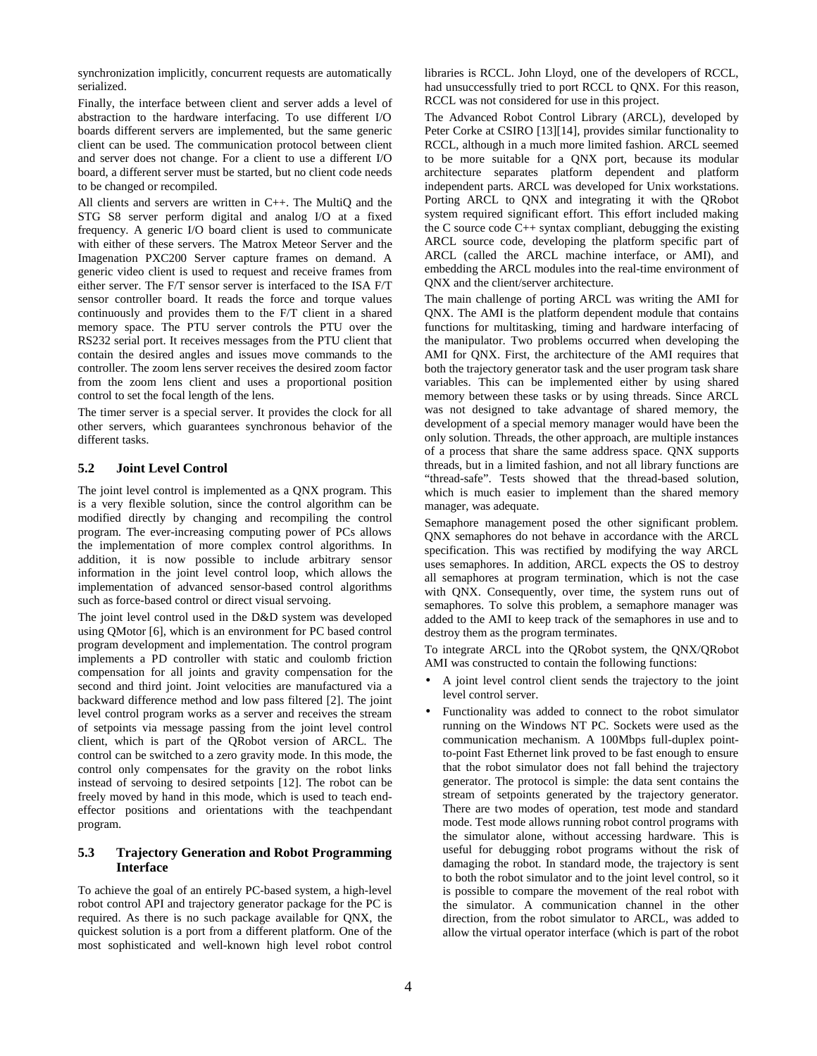synchronization implicitly, concurrent requests are automatically serialized.

Finally, the interface between client and server adds a level of abstraction to the hardware interfacing. To use different I/O boards different servers are implemented, but the same generic client can be used. The communication protocol between client and server does not change. For a client to use a different I/O board, a different server must be started, but no client code needs to be changed or recompiled.

All clients and servers are written in C++. The MultiQ and the STG S8 server perform digital and analog I/O at a fixed frequency. A generic I/O board client is used to communicate with either of these servers. The Matrox Meteor Server and the Imagenation PXC200 Server capture frames on demand. A generic video client is used to request and receive frames from either server. The F/T sensor server is interfaced to the ISA F/T sensor controller board. It reads the force and torque values continuously and provides them to the F/T client in a shared memory space. The PTU server controls the PTU over the RS232 serial port. It receives messages from the PTU client that contain the desired angles and issues move commands to the controller. The zoom lens server receives the desired zoom factor from the zoom lens client and uses a proportional position control to set the focal length of the lens.

The timer server is a special server. It provides the clock for all other servers, which guarantees synchronous behavior of the different tasks.

### 5.2 Joint Level Control

The joint level control is implemented as a QNX program. This is a very flexible solution, since the control algorithm can be modified directly by changing and recompiling the control program. The ever-increasing computing power of PCs allows the implementation of more complex control algorithms. In addition, it is now possible to include arbitrary sensor information in the joint level control loop, which allows the implementation of advanced sensor-based control algorithms such as force-based control or direct visual servoing.

The joint level control used in the D&D system was developed using QMotor [6], which is an environment for PC based control program development and implementation. The control program implements a PD controller with static and coulomb friction compensation for all joints and gravity compensation for the second and third joint. Joint velocities are manufactured via a backward difference method and low pass filtered [2]. The joint level control program works as a server and receives the stream of setpoints via message passing from the joint level control client, which is part of the QRobot version of ARCL. The control can be switched to a zero gravity mode. In this mode, the control only compensates for the gravity on the robot links instead of servoing to desired setpoints [12]. The robot can be freely moved by hand in this mode, which is used to teach end-effector positions and orientations with the teachpendant program.

### 5.3 Trajectory Generation and Robot Programming Interface

To achieve the goal of an entirely PC-based system, a high-level robot control API and trajectory generator package for the PC is required. As there is no such package available for QNX, the quickest solution is a port from a different platform. One of the most sophisticated and well-known high level robot control libraries is RCCL. John Lloyd, one of the developers of RCCL, had unsuccessfully tried to port RCCL to QNX. For this reason, RCCL was not considered for use in this project.

The Advanced Robot Control Library (ARCL), developed by Peter Corke at CSIRO [13][14], provides similar functionality to RCCL, although in a much more limited fashion. ARCL seemed to be more suitable for a QNX port, because its modular architecture separates platform dependent and platform independent parts. ARCL was developed for Unix workstations. Porting ARCL to QNX and integrating it with the QRobot system required significant effort. This effort included making the C source code C++ syntax compliant, debugging the existing ARCL source code, developing the platform specific part of ARCL (called the ARCL machine interface, or AMI), and embedding the ARCL modules into the real-time environment of QNX and the client/server architecture.

The main challenge of porting ARCL was writing the AMI for QNX. The AMI is the platform dependent module that contains functions for multitasking, timing and hardware interfacing of the manipulator. Two problems occurred when developing the AMI for QNX. First, the architecture of the AMI requires that both the trajectory generator task and the user program task share variables. This can be implemented either by using shared memory between these tasks or by using threads. Since ARCL was not designed to take advantage of shared memory, the development of a special memory manager would have been the only solution. Threads, the other approach, are multiple instances of a process that share the same address space. QNX supports threads, but in a limited fashion, and not all library functions are "thread-safe". Tests showed that the thread-based solution, which is much easier to implement than the shared memory manager, was adequate.

Semaphore management posed the other significant problem. QNX semaphores do not behave in accordance with the ARCL specification. This was rectified by modifying the way ARCL uses semaphores. In addition, ARCL expects the OS to destroy all semaphores at program termination, which is not the case with QNX. Consequently, over time, the system runs out of semaphores. To solve this problem, a semaphore manager was added to the AMI to keep track of the semaphores in use and to destroy them as the program terminates.

To integrate ARCL into the QRobot system, the QNX/QRobot AMI was constructed to contain the following functions:

- A joint level control client sends the trajectory to the joint level control server.
- Functionality was added to connect to the robot simulator running on the Windows NT PC. Sockets were used as the communication mechanism. A 100Mbps full-duplex point-to-point Fast Ethernet link proved to be fast enough to ensure that the robot simulator does not fall behind the trajectory generator. The protocol is simple: the data sent contains the stream of setpoints generated by the trajectory generator. There are two modes of operation, test mode and standard mode. Test mode allows running robot control programs with the simulator alone, without accessing hardware. This is useful for debugging robot programs without the risk of damaging the robot. In standard mode, the trajectory is sent to both the robot simulator and to the joint level control, so it is possible to compare the movement of the real robot with the simulator. A communication channel in the other direction, from the robot simulator to ARCL, was added to allow the virtual operator interface (which is part of the robot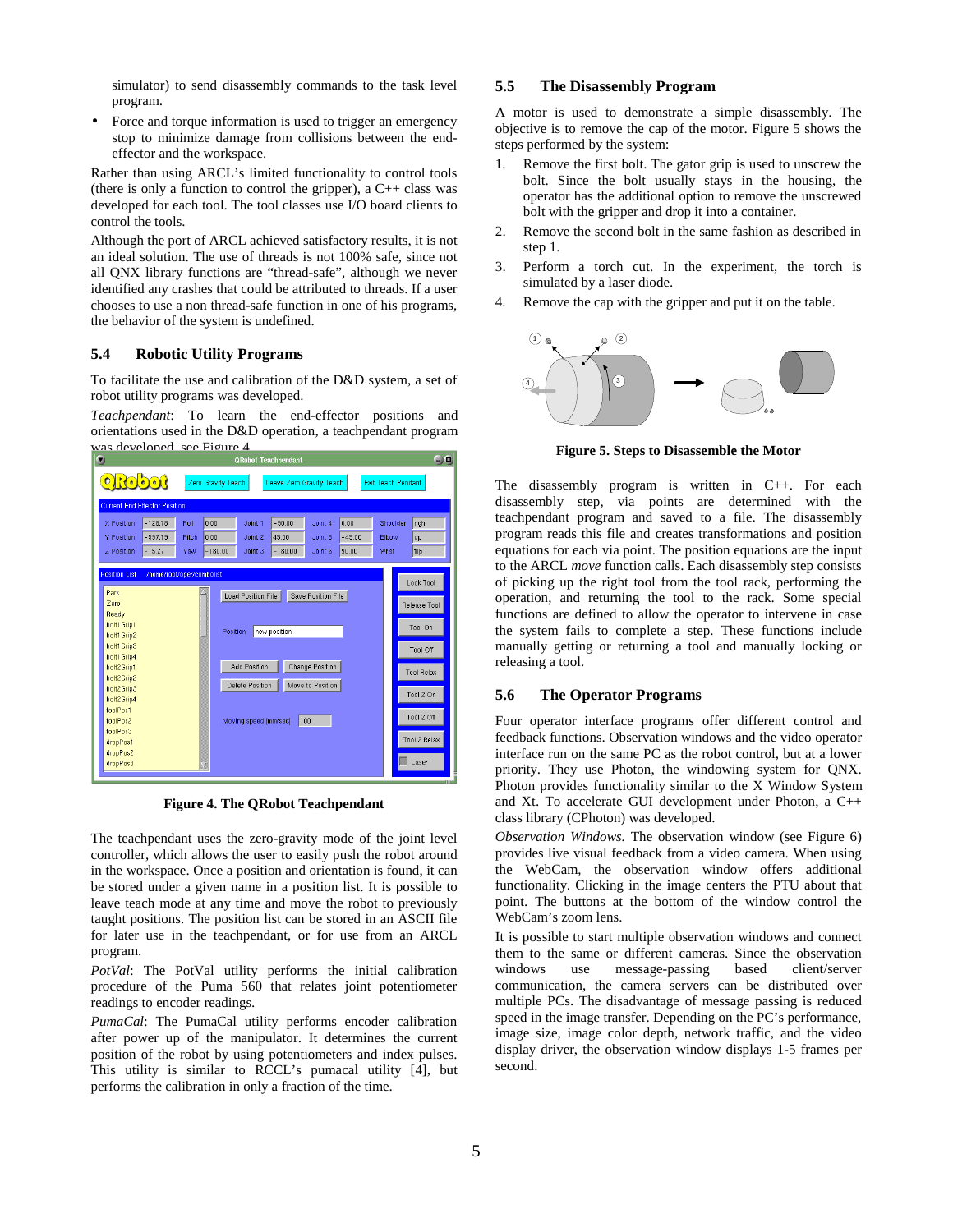simulator) to send disassembly commands to the task level program.

- Force and torque information is used to trigger an emergency stop to minimize damage from collisions between the end-effector and the workspace.

Rather than using ARCL's limited functionality to control tools (there is only a function to control the gripper), a C++ class was developed for each tool. The tool classes use I/O board clients to control the tools.

Although the port of ARCL achieved satisfactory results, it is not an ideal solution. The use of threads is not 100% safe, since not all QNX library functions are "thread-safe", although we never identified any crashes that could be attributed to threads. If a user chooses to use a non thread-safe function in one of his programs, the behavior of the system is undefined.

### 5.4 Robotic Utility Programs

To facilitate the use and calibration of the D&D system, a set of robot utility programs was developed.

*Teachpendant*: To learn the end-effector positions and orientations used in the D&D operation, a teachpendant program was developed, see Figure 4.

**Figure 4. The QRobot Teachpendant**

The teachpendant uses the zero-gravity mode of the joint level controller, which allows the user to easily push the robot around in the workspace. Once a position and orientation is found, it can be stored under a given name in a position list. It is possible to leave teach mode at any time and move the robot to previously taught positions. The position list can be stored in an ASCII file for later use in the teachpendant, or for use from an ARCL program.

*PotVal*: The PotVal utility performs the initial calibration procedure of the Puma 560 that relates joint potentiometer readings to encoder readings.

*PumaCal*: The PumaCal utility performs encoder calibration after power up of the manipulator. It determines the current position of the robot by using potentiometers and index pulses. This utility is similar to RCCL's pumacal utility [4], but performs the calibration in only a fraction of the time.

### 5.5 The Disassembly Program

A motor is used to demonstrate a simple disassembly. The objective is to remove the cap of the motor. Figure 5 shows the steps performed by the system:

1. Remove the first bolt. The gator grip is used to unscrew the bolt. Since the bolt usually stays in the housing, the operator has the additional option to remove the unscrewed bolt with the gripper and drop it into a container.
2. Remove the second bolt in the same fashion as described in step 1.
3. Perform a torch cut. In the experiment, the torch is simulated by a laser diode.
4. Remove the cap with the gripper and put it on the table.

**Figure 5. Steps to Disassemble the Motor**

The disassembly program is written in C++. For each disassembly step, via points are determined with the teachpendant program and saved to a file. The disassembly program reads this file and creates transformations and position equations for each via point. The position equations are the input to the ARCL *move* function calls. Each disassembly step consists of picking up the right tool from the tool rack, performing the operation, and returning the tool to the rack. Some special functions are defined to allow the operator to intervene in case the system fails to complete a step. These functions include manually getting or returning a tool and manually locking or releasing a tool.

### 5.6 The Operator Programs

Four operator interface programs offer different control and feedback functions. Observation windows and the video operator interface run on the same PC as the robot control, but at a lower priority. They use Photon, the windowing system for QNX. Photon provides functionality similar to the X Window System and Xt. To accelerate GUI development under Photon, a C++ class library (CPhoton) was developed.

*Observation Windows.* The observation window (see Figure 6) provides live visual feedback from a video camera. When using the WebCam, the observation window offers additional functionality. Clicking in the image centers the PTU about that point. The buttons at the bottom of the window control the WebCam's zoom lens.

It is possible to start multiple observation windows and connect them to the same or different cameras. Since the observation windows use message-passing based client/server communication, the camera servers can be distributed over multiple PCs. The disadvantage of message passing is reduced speed in the image transfer. Depending on the PC's performance, image size, image color depth, network traffic, and the video display driver, the observation window displays 1-5 frames per second.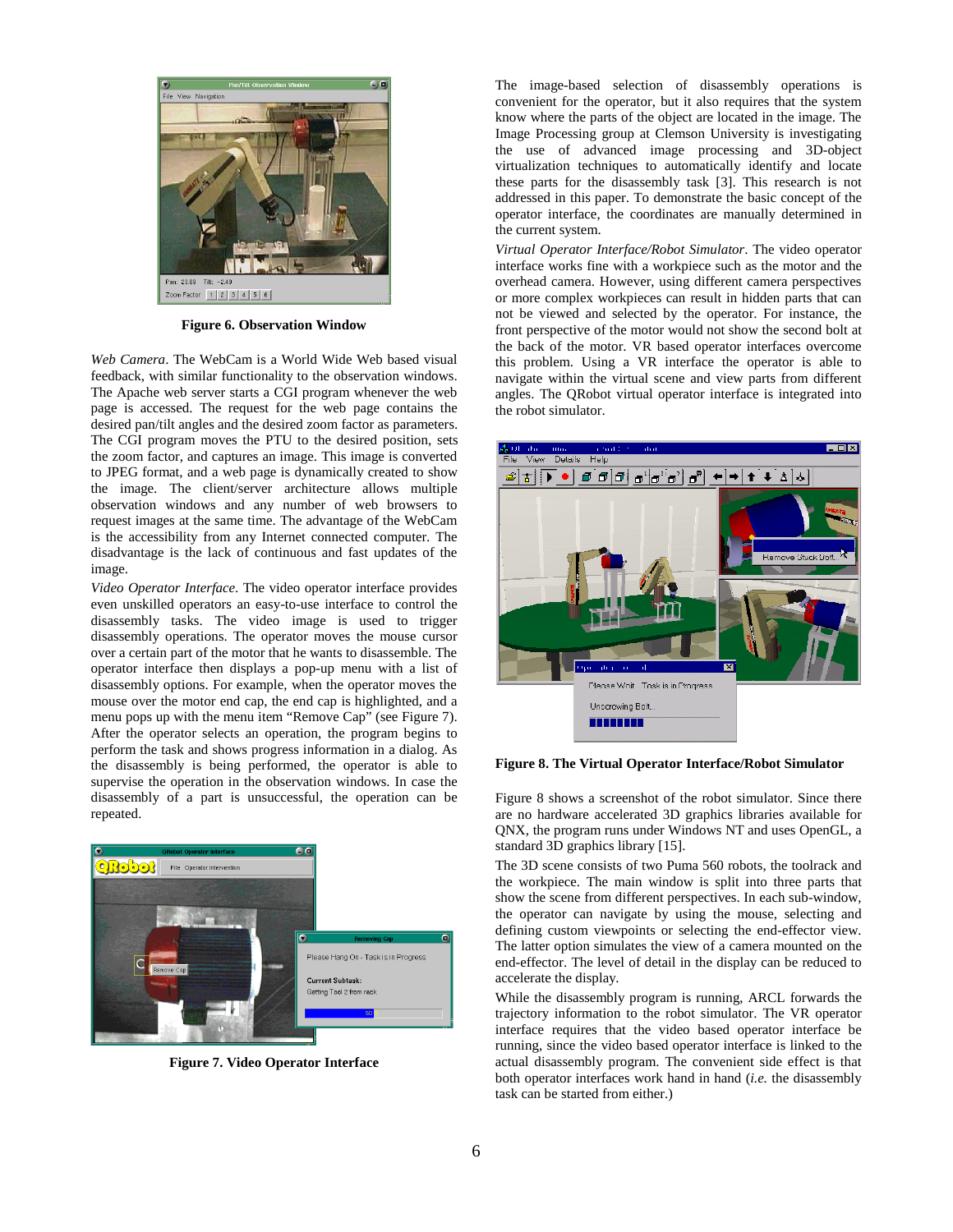Figure 6. Observation Window

*Web Camera*. The WebCam is a World Wide Web based visual feedback, with similar functionality to the observation windows. The Apache web server starts a CGI program whenever the web page is accessed. The request for the web page contains the desired pan/tilt angles and the desired zoom factor as parameters. The CGI program moves the PTU to the desired position, sets the zoom factor, and captures an image. This image is converted to JPEG format, and a web page is dynamically created to show the image. The client/server architecture allows multiple observation windows and any number of web browsers to request images at the same time. The advantage of the WebCam is the accessibility from any Internet connected computer. The disadvantage is the lack of continuous and fast updates of the image.

*Video Operator Interface*. The video operator interface provides even unskilled operators an easy-to-use interface to control the disassembly tasks. The video image is used to trigger disassembly operations. The operator moves the mouse cursor over a certain part of the motor that he wants to disassemble. The operator interface then displays a pop-up menu with a list of disassembly options. For example, when the operator moves the mouse over the motor end cap, the end cap is highlighted, and a menu pops up with the menu item "Remove Cap" (see Figure 7). After the operator selects an operation, the program begins to perform the task and shows progress information in a dialog. As the disassembly is being performed, the operator is able to supervise the operation in the observation windows. In case the disassembly of a part is unsuccessful, the operation can be repeated.

Figure 7. Video Operator Interface

The image-based selection of disassembly operations is convenient for the operator, but it also requires that the system know where the parts of the object are located in the image. The Image Processing group at Clemson University is investigating the use of advanced image processing and 3D-object virtualization techniques to automatically identify and locate these parts for the disassembly task [3]. This research is not addressed in this paper. To demonstrate the basic concept of the operator interface, the coordinates are manually determined in the current system.

*Virtual Operator Interface/Robot Simulator*. The video operator interface works fine with a workpiece such as the motor and the overhead camera. However, using different camera perspectives or more complex workpieces can result in hidden parts that can not be viewed and selected by the operator. For instance, the front perspective of the motor would not show the second bolt at the back of the motor. VR based operator interfaces overcome this problem. Using a VR interface the operator is able to navigate within the virtual scene and view parts from different angles. The QRobot virtual operator interface is integrated into the robot simulator.

Figure 8. The Virtual Operator Interface/Robot Simulator

Figure 8 shows a screenshot of the robot simulator. Since there are no hardware accelerated 3D graphics libraries available for QNX, the program runs under Windows NT and uses OpenGL, a standard 3D graphics library [15].

The 3D scene consists of two Puma 560 robots, the toolrack and the workpiece. The main window is split into three parts that show the scene from different perspectives. In each sub-window, the operator can navigate by using the mouse, selecting and defining custom viewpoints or selecting the end-effector view. The latter option simulates the view of a camera mounted on the end-effector. The level of detail in the display can be reduced to accelerate the display.

While the disassembly program is running, ARCL forwards the trajectory information to the robot simulator. The VR operator interface requires that the video based operator interface be running, since the video based operator interface is linked to the actual disassembly program. The convenient side effect is that both operator interfaces work hand in hand (*i.e.* the disassembly task can be started from either.)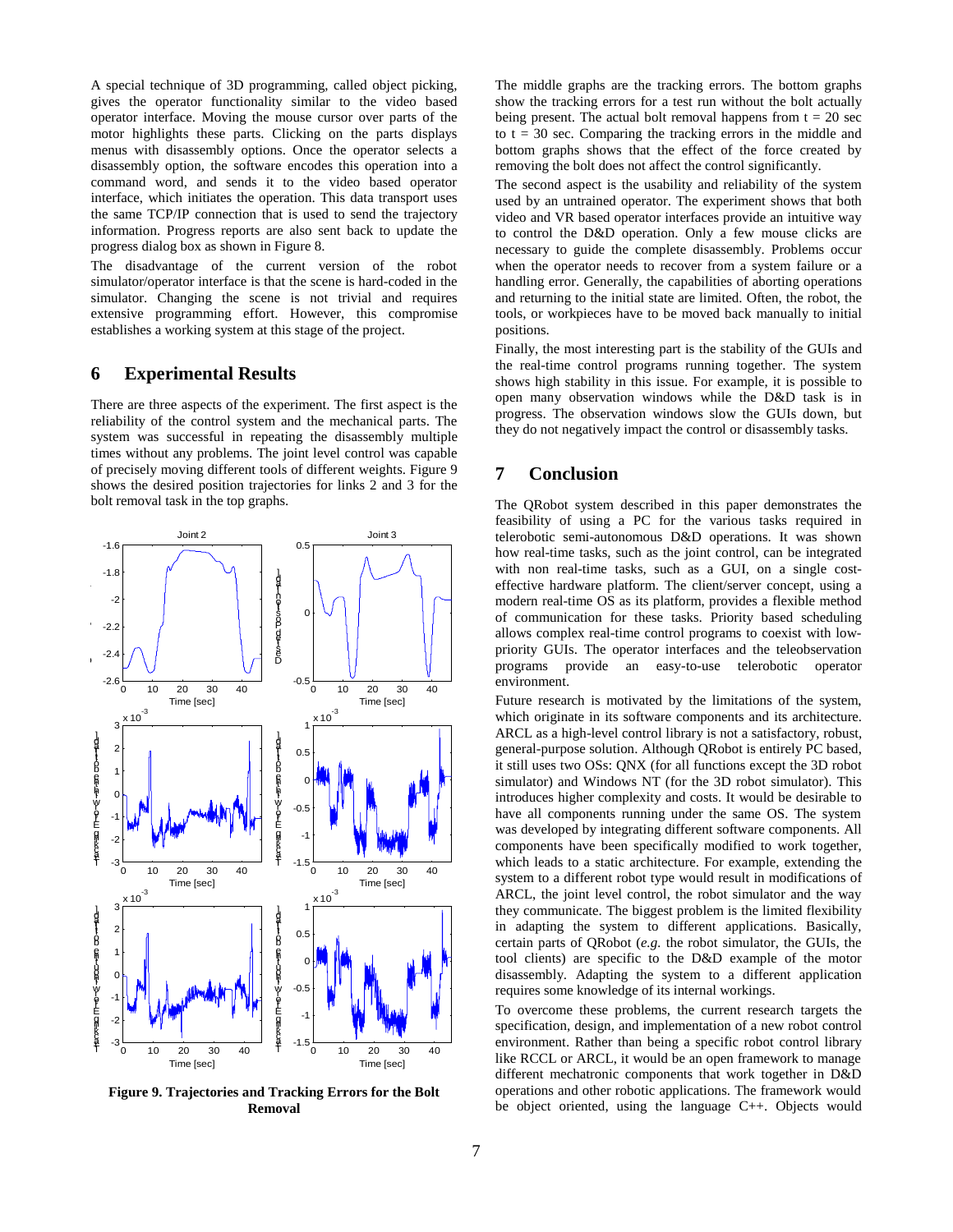A special technique of 3D programming, called object picking, gives the operator functionality similar to the video based operator interface. Moving the mouse cursor over parts of the motor highlights these parts. Clicking on the parts displays menus with disassembly options. Once the operator selects a disassembly option, the software encodes this operation into a command word, and sends it to the video based operator interface, which initiates the operation. This data transport uses the same TCP/IP connection that is used to send the trajectory information. Progress reports are also sent back to update the progress dialog box as shown in Figure 8.

The disadvantage of the current version of the robot simulator/operator interface is that the scene is hard-coded in the simulator. Changing the scene is not trivial and requires extensive programming effort. However, this compromise establishes a working system at this stage of the project.

## 6 Experimental Results

There are three aspects of the experiment. The first aspect is the reliability of the control system and the mechanical parts. The system was successful in repeating the disassembly multiple times without any problems. The joint level control was capable of precisely moving different tools of different weights. Figure 9 shows the desired position trajectories for links 2 and 3 for the bolt removal task in the top graphs.

**Figure 9. Trajectories and Tracking Errors for the Bolt Removal**

The middle graphs are the tracking errors. The bottom graphs show the tracking errors for a test run without the bolt actually being present. The actual bolt removal happens from t = 20 sec to t = 30 sec. Comparing the tracking errors in the middle and bottom graphs shows that the effect of the force created by removing the bolt does not affect the control significantly.

The second aspect is the usability and reliability of the system used by an untrained operator. The experiment shows that both video and VR based operator interfaces provide an intuitive way to control the D&D operation. Only a few mouse clicks are necessary to guide the complete disassembly. Problems occur when the operator needs to recover from a system failure or a handling error. Generally, the capabilities of aborting operations and returning to the initial state are limited. Often, the robot, the tools, or workpieces have to be moved back manually to initial positions.

Finally, the most interesting part is the stability of the GUIs and the real-time control programs running together. The system shows high stability in this issue. For example, it is possible to open many observation windows while the D&D task is in progress. The observation windows slow the GUIs down, but they do not negatively impact the control or disassembly tasks.

## 7 Conclusion

The QRobot system described in this paper demonstrates the feasibility of using a PC for the various tasks required in telerobotic semi-autonomous D&D operations. It was shown how real-time tasks, such as the joint control, can be integrated with non real-time tasks, such as a GUI, on a single cost-effective hardware platform. The client/server concept, using a modern real-time OS as its platform, provides a flexible method of communication for these tasks. Priority based scheduling allows complex real-time control programs to coexist with low-priority GUIs. The operator interfaces and the teleobservation programs provide an easy-to-use telerobotic operator environment.

Future research is motivated by the limitations of the system, which originate in its software components and its architecture. ARCL as a high-level control library is not a satisfactory, robust, general-purpose solution. Although QRobot is entirely PC based, it still uses two OSs: QNX (for all functions except the 3D robot simulator) and Windows NT (for the 3D robot simulator). This introduces higher complexity and costs. It would be desirable to have all components running under the same OS. The system was developed by integrating different software components. All components have been specifically modified to work together, which leads to a static architecture. For example, extending the system to a different robot type would result in modifications of ARCL, the joint level control, the robot simulator and the way they communicate. The biggest problem is the limited flexibility in adapting the system to different applications. Basically, certain parts of QRobot (*e.g.* the robot simulator, the GUIs, the tool clients) are specific to the D&D example of the motor disassembly. Adapting the system to a different application requires some knowledge of its internal workings.

To overcome these problems, the current research targets the specification, design, and implementation of a new robot control environment. Rather than being a specific robot control library like RCCL or ARCL, it would be an open framework to manage different mechatronic components that work together in D&D operations and other robotic applications. The framework would be object oriented, using the language C++. Objects would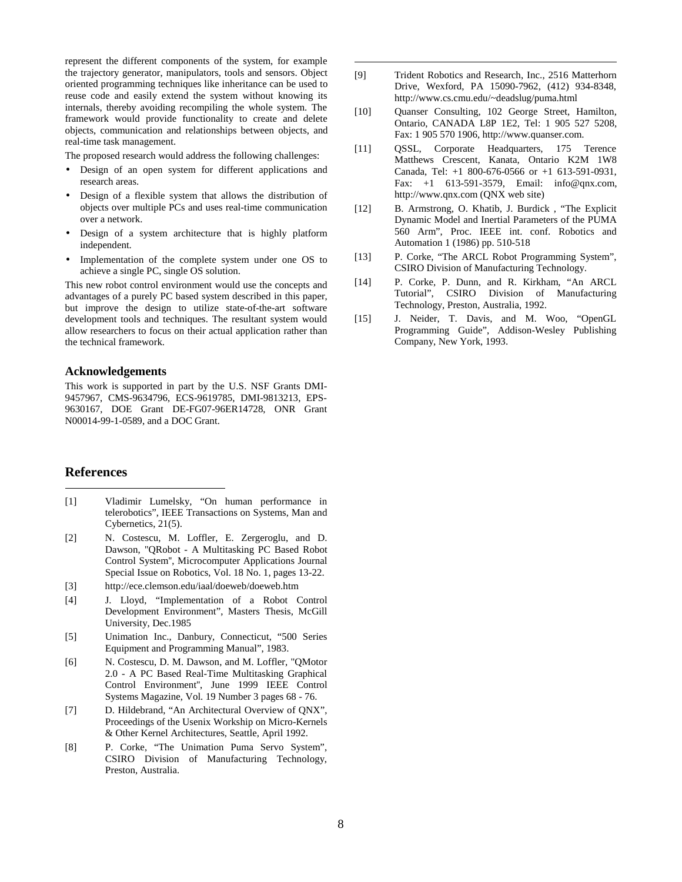represent the different components of the system, for example the trajectory generator, manipulators, tools and sensors. Object oriented programming techniques like inheritance can be used to reuse code and easily extend the system without knowing its internals, thereby avoiding recompiling the whole system. The framework would provide functionality to create and delete objects, communication and relationships between objects, and real-time task management.

The proposed research would address the following challenges:

- Design of an open system for different applications and research areas.
- Design of a flexible system that allows the distribution of objects over multiple PCs and uses real-time communication over a network.
- Design of a system architecture that is highly platform independent.
- Implementation of the complete system under one OS to achieve a single PC, single OS solution.

This new robot control environment would use the concepts and advantages of a purely PC based system described in this paper, but improve the design to utilize state-of-the-art software development tools and techniques. The resultant system would allow researchers to focus on their actual application rather than the technical framework.

## Acknowledgements

This work is supported in part by the U.S. NSF Grants DMI-9457967, CMS-9634796, ECS-9619785, DMI-9813213, EPS-9630167, DOE Grant DE-FG07-96ER14728, ONR Grant N00014-99-1-0589, and a DOC Grant.

## References

[1] Vladimir Lumelsky, “On human performance in telerobotics”, IEEE Transactions on Systems, Man and Cybernetics, 21(5).

[2] N. Costescu, M. Loffler, E. Zergeroglu, and D. Dawson, "QRobot - A Multitasking PC Based Robot Control System", Microcomputer Applications Journal Special Issue on Robotics, Vol. 18 No. 1, pages 13-22.

[3] http://ece.clemson.edu/iaal/doeweb/doeweb.htm

[4] J. Lloyd, “Implementation of a Robot Control Development Environment”, Masters Thesis, McGill University, Dec.1985

[5] Unimation Inc., Danbury, Connecticut, “500 Series Equipment and Programming Manual”, 1983.

[6] N. Costescu, D. M. Dawson, and M. Loffler, "QMotor 2.0 - A PC Based Real-Time Multitasking Graphical Control Environment", June 1999 IEEE Control Systems Magazine, Vol. 19 Number 3 pages 68 - 76.

[7] D. Hildebrand, “An Architectural Overview of QNX”, Proceedings of the Usenix Workship on Micro-Kernels & Other Kernel Architectures, Seattle, April 1992.

[8] P. Corke, “The Unimation Puma Servo System”, CSIRO Division of Manufacturing Technology, Preston, Australia.

[9] Trident Robotics and Research, Inc., 2516 Matterhorn Drive, Wexford, PA 15090-7962, (412) 934-8348, http://www.cs.cmu.edu/~deadslug/puma.html

[10] Quanser Consulting, 102 George Street, Hamilton, Ontario, CANADA L8P 1E2, Tel: 1 905 527 5208, Fax: 1 905 570 1906, http://www.quanser.com.

[11] QSSL, Corporate Headquarters, 175 Terence Matthews Crescent, Kanata, Ontario K2M 1W8 Canada, Tel: +1 800-676-0566 or +1 613-591-0931, Fax: +1 613-591-3579, Email: info@qnx.com, http://www.qnx.com (QNX web site)

[12] B. Armstrong, O. Khatib, J. Burdick , “The Explicit Dynamic Model and Inertial Parameters of the PUMA 560 Arm”, Proc. IEEE int. conf. Robotics and Automation 1 (1986) pp. 510-518

[13] P. Corke, “The ARCL Robot Programming System”, CSIRO Division of Manufacturing Technology.

[14] P. Corke, P. Dunn, and R. Kirkham, “An ARCL Tutorial”, CSIRO Division of Manufacturing Technology, Preston, Australia, 1992.

[15] J. Neider, T. Davis, and M. Woo, “OpenGL Programming Guide”, Addison-Wesley Publishing Company, New York, 1993.